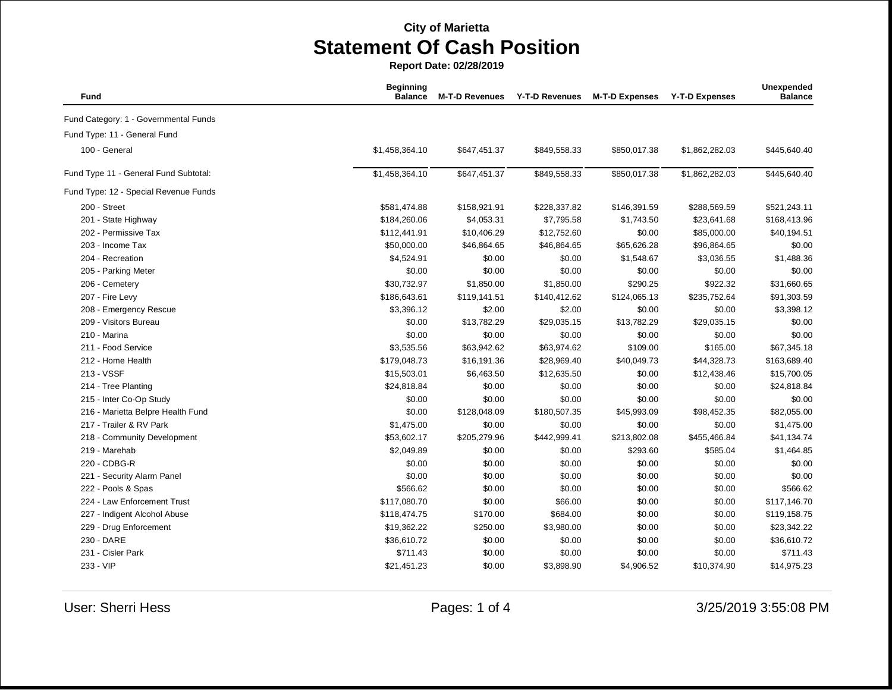**City of Marietta**

# Statement Of Cash Position

**Report Date: 02/28/2019**

| Fund | Beginning Balance | M-T-D Revenues | Y-T-D Revenues | M-T-D Expenses | Y-T-D Expenses | Unexpended Balance |
|---|---|---|---|---|---|---|
| Fund Category: 1 - Governmental Funds | | | | | | |
| Fund Type: 11 - General Fund | | | | | | |
| 100 - General | $1,458,364.10 | $647,451.37 | $849,558.33 | $850,017.38 | $1,862,282.03 | $445,640.40 |
| Fund Type 11 - General Fund Subtotal: | $1,458,364.10 | $647,451.37 | $849,558.33 | $850,017.38 | $1,862,282.03 | $445,640.40 |
| Fund Type: 12 - Special Revenue Funds | | | | | | |
| 200 - Street | $581,474.88 | $158,921.91 | $228,337.82 | $146,391.59 | $288,569.59 | $521,243.11 |
| 201 - State Highway | $184,260.06 | $4,053.31 | $7,795.58 | $1,743.50 | $23,641.68 | $168,413.96 |
| 202 - Permissive Tax | $112,441.91 | $10,406.29 | $12,752.60 | $0.00 | $85,000.00 | $40,194.51 |
| 203 - Income Tax | $50,000.00 | $46,864.65 | $46,864.65 | $65,626.28 | $96,864.65 | $0.00 |
| 204 - Recreation | $4,524.91 | $0.00 | $0.00 | $1,548.67 | $3,036.55 | $1,488.36 |
| 205 - Parking Meter | $0.00 | $0.00 | $0.00 | $0.00 | $0.00 | $0.00 |
| 206 - Cemetery | $30,732.97 | $1,850.00 | $1,850.00 | $290.25 | $922.32 | $31,660.65 |
| 207 - Fire Levy | $186,643.61 | $119,141.51 | $140,412.62 | $124,065.13 | $235,752.64 | $91,303.59 |
| 208 - Emergency Rescue | $3,396.12 | $2.00 | $2.00 | $0.00 | $0.00 | $3,398.12 |
| 209 - Visitors Bureau | $0.00 | $13,782.29 | $29,035.15 | $13,782.29 | $29,035.15 | $0.00 |
| 210 - Marina | $0.00 | $0.00 | $0.00 | $0.00 | $0.00 | $0.00 |
| 211 - Food Service | $3,535.56 | $63,942.62 | $63,974.62 | $109.00 | $165.00 | $67,345.18 |
| 212 - Home Health | $179,048.73 | $16,191.36 | $28,969.40 | $40,049.73 | $44,328.73 | $163,689.40 |
| 213 - VSSF | $15,503.01 | $6,463.50 | $12,635.50 | $0.00 | $12,438.46 | $15,700.05 |
| 214 - Tree Planting | $24,818.84 | $0.00 | $0.00 | $0.00 | $0.00 | $24,818.84 |
| 215 - Inter Co-Op Study | $0.00 | $0.00 | $0.00 | $0.00 | $0.00 | $0.00 |
| 216 - Marietta Belpre Health Fund | $0.00 | $128,048.09 | $180,507.35 | $45,993.09 | $98,452.35 | $82,055.00 |
| 217 - Trailer & RV Park | $1,475.00 | $0.00 | $0.00 | $0.00 | $0.00 | $1,475.00 |
| 218 - Community Development | $53,602.17 | $205,279.96 | $442,999.41 | $213,802.08 | $455,466.84 | $41,134.74 |
| 219 - Marehab | $2,049.89 | $0.00 | $0.00 | $293.60 | $585.04 | $1,464.85 |
| 220 - CDBG-R | $0.00 | $0.00 | $0.00 | $0.00 | $0.00 | $0.00 |
| 221 - Security Alarm Panel | $0.00 | $0.00 | $0.00 | $0.00 | $0.00 | $0.00 |
| 222 - Pools & Spas | $566.62 | $0.00 | $0.00 | $0.00 | $0.00 | $566.62 |
| 224 - Law Enforcement Trust | $117,080.70 | $0.00 | $66.00 | $0.00 | $0.00 | $117,146.70 |
| 227 - Indigent Alcohol Abuse | $118,474.75 | $170.00 | $684.00 | $0.00 | $0.00 | $119,158.75 |
| 229 - Drug Enforcement | $19,362.22 | $250.00 | $3,980.00 | $0.00 | $0.00 | $23,342.22 |
| 230 - DARE | $36,610.72 | $0.00 | $0.00 | $0.00 | $0.00 | $36,610.72 |
| 231 - Cisler Park | $711.43 | $0.00 | $0.00 | $0.00 | $0.00 | $711.43 |
| 233 - VIP | $21,451.23 | $0.00 | $3,898.90 | $4,906.52 | $10,374.90 | $14,975.23 |

User: Sherri Hess

3/25/2019 3:55:08 PM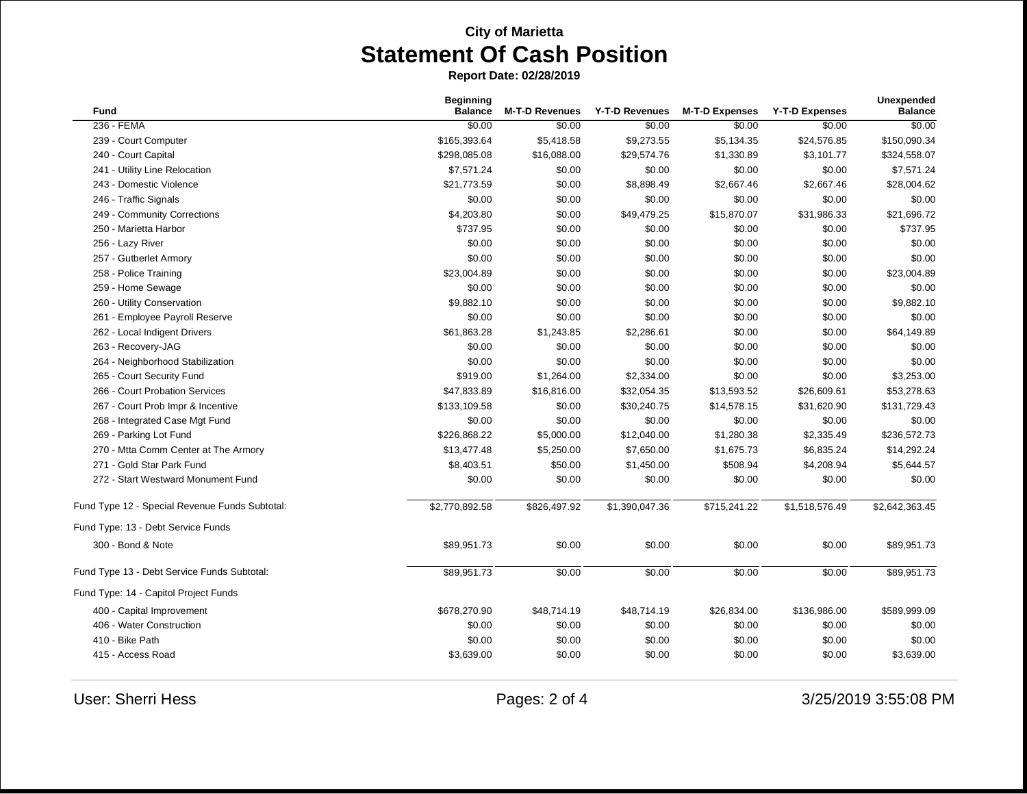**City of Marietta**

# Statement Of Cash Position

**Report Date: 02/28/2019**

| Fund | Beginning Balance | M-T-D Revenues | Y-T-D Revenues | M-T-D Expenses | Y-T-D Expenses | Unexpended Balance |
|---|---|---|---|---|---|---|
| 236 - FEMA | $0.00 | $0.00 | $0.00 | $0.00 | $0.00 | $0.00 |
| 239 - Court Computer | $165,393.64 | $5,418.58 | $9,273.55 | $5,134.35 | $24,576.85 | $150,090.34 |
| 240 - Court Capital | $298,085.08 | $16,088.00 | $29,574.76 | $1,330.89 | $3,101.77 | $324,558.07 |
| 241 - Utility Line Relocation | $7,571.24 | $0.00 | $0.00 | $0.00 | $0.00 | $7,571.24 |
| 243 - Domestic Violence | $21,773.59 | $0.00 | $8,898.49 | $2,667.46 | $2,667.46 | $28,004.62 |
| 246 - Traffic Signals | $0.00 | $0.00 | $0.00 | $0.00 | $0.00 | $0.00 |
| 249 - Community Corrections | $4,203.80 | $0.00 | $49,479.25 | $15,870.07 | $31,986.33 | $21,696.72 |
| 250 - Marietta Harbor | $737.95 | $0.00 | $0.00 | $0.00 | $0.00 | $737.95 |
| 256 - Lazy River | $0.00 | $0.00 | $0.00 | $0.00 | $0.00 | $0.00 |
| 257 - Gutberlet Armory | $0.00 | $0.00 | $0.00 | $0.00 | $0.00 | $0.00 |
| 258 - Police Training | $23,004.89 | $0.00 | $0.00 | $0.00 | $0.00 | $23,004.89 |
| 259 - Home Sewage | $0.00 | $0.00 | $0.00 | $0.00 | $0.00 | $0.00 |
| 260 - Utility Conservation | $9,882.10 | $0.00 | $0.00 | $0.00 | $0.00 | $9,882.10 |
| 261 - Employee Payroll Reserve | $0.00 | $0.00 | $0.00 | $0.00 | $0.00 | $0.00 |
| 262 - Local Indigent Drivers | $61,863.28 | $1,243.85 | $2,286.61 | $0.00 | $0.00 | $64,149.89 |
| 263 - Recovery-JAG | $0.00 | $0.00 | $0.00 | $0.00 | $0.00 | $0.00 |
| 264 - Neighborhood Stabilization | $0.00 | $0.00 | $0.00 | $0.00 | $0.00 | $0.00 |
| 265 - Court Security Fund | $919.00 | $1,264.00 | $2,334.00 | $0.00 | $0.00 | $3,253.00 |
| 266 - Court Probation Services | $47,833.89 | $16,816.00 | $32,054.35 | $13,593.52 | $26,609.61 | $53,278.63 |
| 267 - Court Prob Impr & Incentive | $133,109.58 | $0.00 | $30,240.75 | $14,578.15 | $31,620.90 | $131,729.43 |
| 268 - Integrated Case Mgt Fund | $0.00 | $0.00 | $0.00 | $0.00 | $0.00 | $0.00 |
| 269 - Parking Lot Fund | $226,868.22 | $5,000.00 | $12,040.00 | $1,280.38 | $2,335.49 | $236,572.73 |
| 270 - Mtta Comm Center at The Armory | $13,477.48 | $5,250.00 | $7,650.00 | $1,675.73 | $6,835.24 | $14,292.24 |
| 271 - Gold Star Park Fund | $8,403.51 | $50.00 | $1,450.00 | $508.94 | $4,208.94 | $5,644.57 |
| 272 - Start Westward Monument Fund | $0.00 | $0.00 | $0.00 | $0.00 | $0.00 | $0.00 |
| Fund Type 12 - Special Revenue Funds Subtotal: | $2,770,892.58 | $826,497.92 | $1,390,047.36 | $715,241.22 | $1,518,576.49 | $2,642,363.45 |
| Fund Type: 13 - Debt Service Funds | | | | | | |
| 300 - Bond & Note | $89,951.73 | $0.00 | $0.00 | $0.00 | $0.00 | $89,951.73 |
| Fund Type 13 - Debt Service Funds Subtotal: | $89,951.73 | $0.00 | $0.00 | $0.00 | $0.00 | $89,951.73 |
| Fund Type: 14 - Capitol Project Funds | | | | | | |
| 400 - Capital Improvement | $678,270.90 | $48,714.19 | $48,714.19 | $26,834.00 | $136,986.00 | $589,999.09 |
| 406 - Water Construction | $0.00 | $0.00 | $0.00 | $0.00 | $0.00 | $0.00 |
| 410 - Bike Path | $0.00 | $0.00 | $0.00 | $0.00 | $0.00 | $0.00 |
| 415 - Access Road | $3,639.00 | $0.00 | $0.00 | $0.00 | $0.00 | $3,639.00 |

User: Sherri Hess

3/25/2019 3:55:08 PM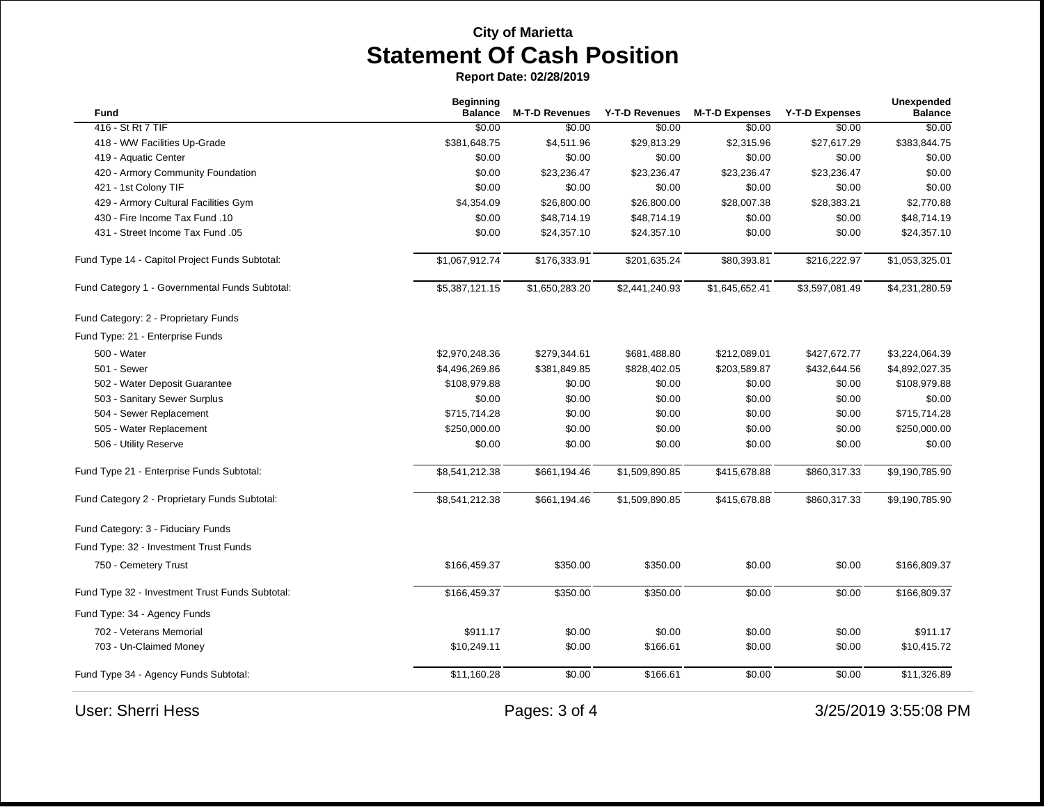City of Marietta

# Statement Of Cash Position

**Report Date: 02/28/2019**

| Fund | Beginning Balance | M-T-D Revenues | Y-T-D Revenues | M-T-D Expenses | Y-T-D Expenses | Unexpended Balance |
|---|---|---|---|---|---|---|
| 416 - St Rt 7 TIF | $0.00 | $0.00 | $0.00 | $0.00 | $0.00 | $0.00 |
| 418 - WW Facilities Up-Grade | $381,648.75 | $4,511.96 | $29,813.29 | $2,315.96 | $27,617.29 | $383,844.75 |
| 419 - Aquatic Center | $0.00 | $0.00 | $0.00 | $0.00 | $0.00 | $0.00 |
| 420 - Armory Community Foundation | $0.00 | $23,236.47 | $23,236.47 | $23,236.47 | $23,236.47 | $0.00 |
| 421 - 1st Colony TIF | $0.00 | $0.00 | $0.00 | $0.00 | $0.00 | $0.00 |
| 429 - Armory Cultural Facilities Gym | $4,354.09 | $26,800.00 | $26,800.00 | $28,007.38 | $28,383.21 | $2,770.88 |
| 430 - Fire Income Tax Fund .10 | $0.00 | $48,714.19 | $48,714.19 | $0.00 | $0.00 | $48,714.19 |
| 431 - Street Income Tax Fund .05 | $0.00 | $24,357.10 | $24,357.10 | $0.00 | $0.00 | $24,357.10 |
| Fund Type 14 - Capitol Project Funds Subtotal: | $1,067,912.74 | $176,333.91 | $201,635.24 | $80,393.81 | $216,222.97 | $1,053,325.01 |
| Fund Category 1 - Governmental Funds Subtotal: | $5,387,121.15 | $1,650,283.20 | $2,441,240.93 | $1,645,652.41 | $3,597,081.49 | $4,231,280.59 |
| Fund Category: 2 - Proprietary Funds | | | | | | |
| Fund Type: 21 - Enterprise Funds | | | | | | |
| 500 - Water | $2,970,248.36 | $279,344.61 | $681,488.80 | $212,089.01 | $427,672.77 | $3,224,064.39 |
| 501 - Sewer | $4,496,269.86 | $381,849.85 | $828,402.05 | $203,589.87 | $432,644.56 | $4,892,027.35 |
| 502 - Water Deposit Guarantee | $108,979.88 | $0.00 | $0.00 | $0.00 | $0.00 | $108,979.88 |
| 503 - Sanitary Sewer Surplus | $0.00 | $0.00 | $0.00 | $0.00 | $0.00 | $0.00 |
| 504 - Sewer Replacement | $715,714.28 | $0.00 | $0.00 | $0.00 | $0.00 | $715,714.28 |
| 505 - Water Replacement | $250,000.00 | $0.00 | $0.00 | $0.00 | $0.00 | $250,000.00 |
| 506 - Utility Reserve | $0.00 | $0.00 | $0.00 | $0.00 | $0.00 | $0.00 |
| Fund Type 21 - Enterprise Funds Subtotal: | $8,541,212.38 | $661,194.46 | $1,509,890.85 | $415,678.88 | $860,317.33 | $9,190,785.90 |
| Fund Category 2 - Proprietary Funds Subtotal: | $8,541,212.38 | $661,194.46 | $1,509,890.85 | $415,678.88 | $860,317.33 | $9,190,785.90 |
| Fund Category: 3 - Fiduciary Funds | | | | | | |
| Fund Type: 32 - Investment Trust Funds | | | | | | |
| 750 - Cemetery Trust | $166,459.37 | $350.00 | $350.00 | $0.00 | $0.00 | $166,809.37 |
| Fund Type 32 - Investment Trust Funds Subtotal: | $166,459.37 | $350.00 | $350.00 | $0.00 | $0.00 | $166,809.37 |
| Fund Type: 34 - Agency Funds | | | | | | |
| 702 - Veterans Memorial | $911.17 | $0.00 | $0.00 | $0.00 | $0.00 | $911.17 |
| 703 - Un-Claimed Money | $10,249.11 | $0.00 | $166.61 | $0.00 | $0.00 | $10,415.72 |
| Fund Type 34 - Agency Funds Subtotal: | $11,160.28 | $0.00 | $166.61 | $0.00 | $0.00 | $11,326.89 |

User: Sherri Hess

3/25/2019 3:55:08 PM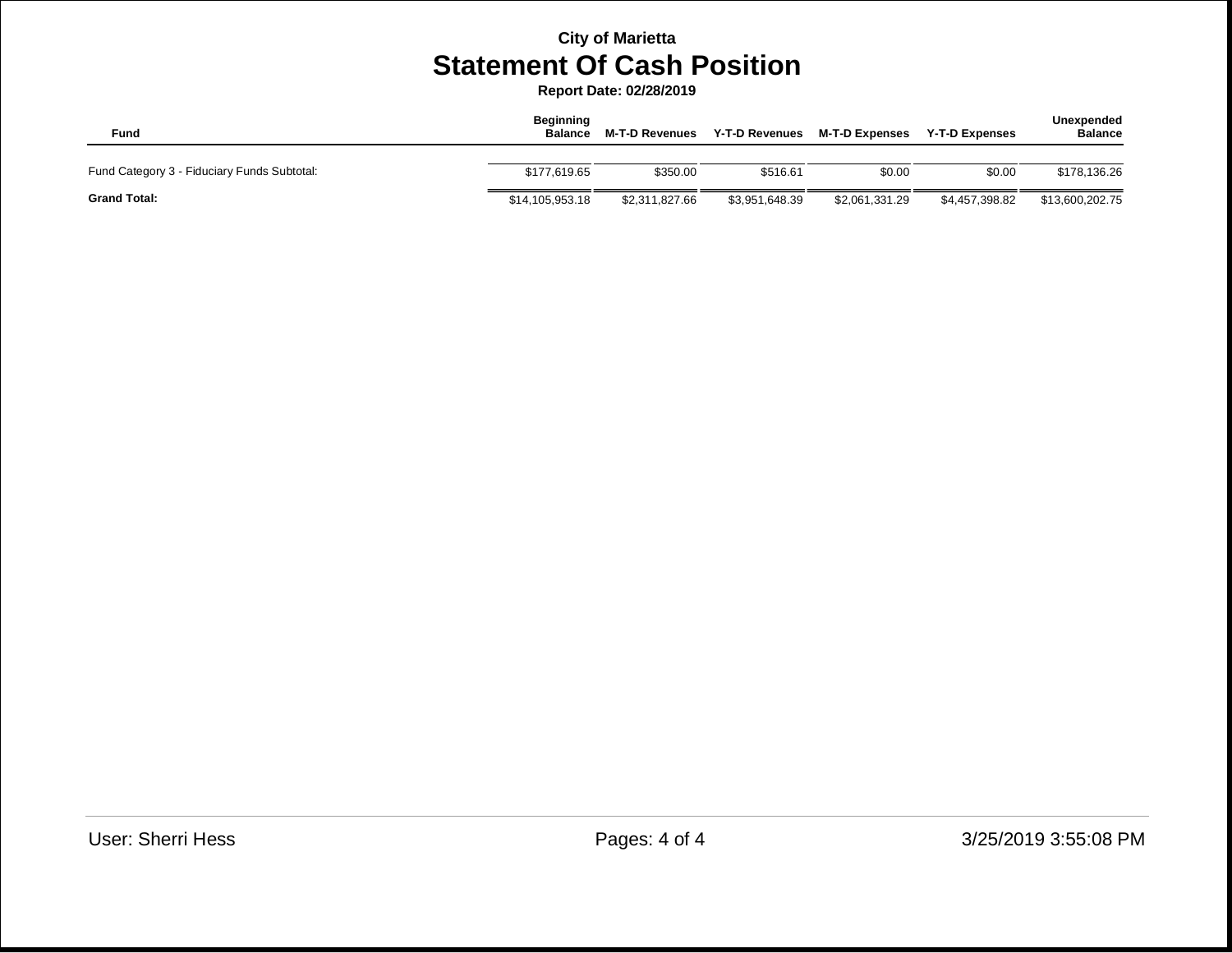City of Marietta

# Statement Of Cash Position

**Report Date: 02/28/2019**

| Fund | Beginning Balance | M-T-D Revenues | Y-T-D Revenues | M-T-D Expenses | Y-T-D Expenses | Unexpended Balance |
|---|---|---|---|---|---|---|
| Fund Category 3 - Fiduciary Funds Subtotal: | $177,619.65 | $350.00 | $516.61 | $0.00 | $0.00 | $178,136.26 |
| **Grand Total:** | $14,105,953.18 | $2,311,827.66 | $3,951,648.39 | $2,061,331.29 | $4,457,398.82 | $13,600,202.75 |

User: Sherri Hess

3/25/2019 3:55:08 PM